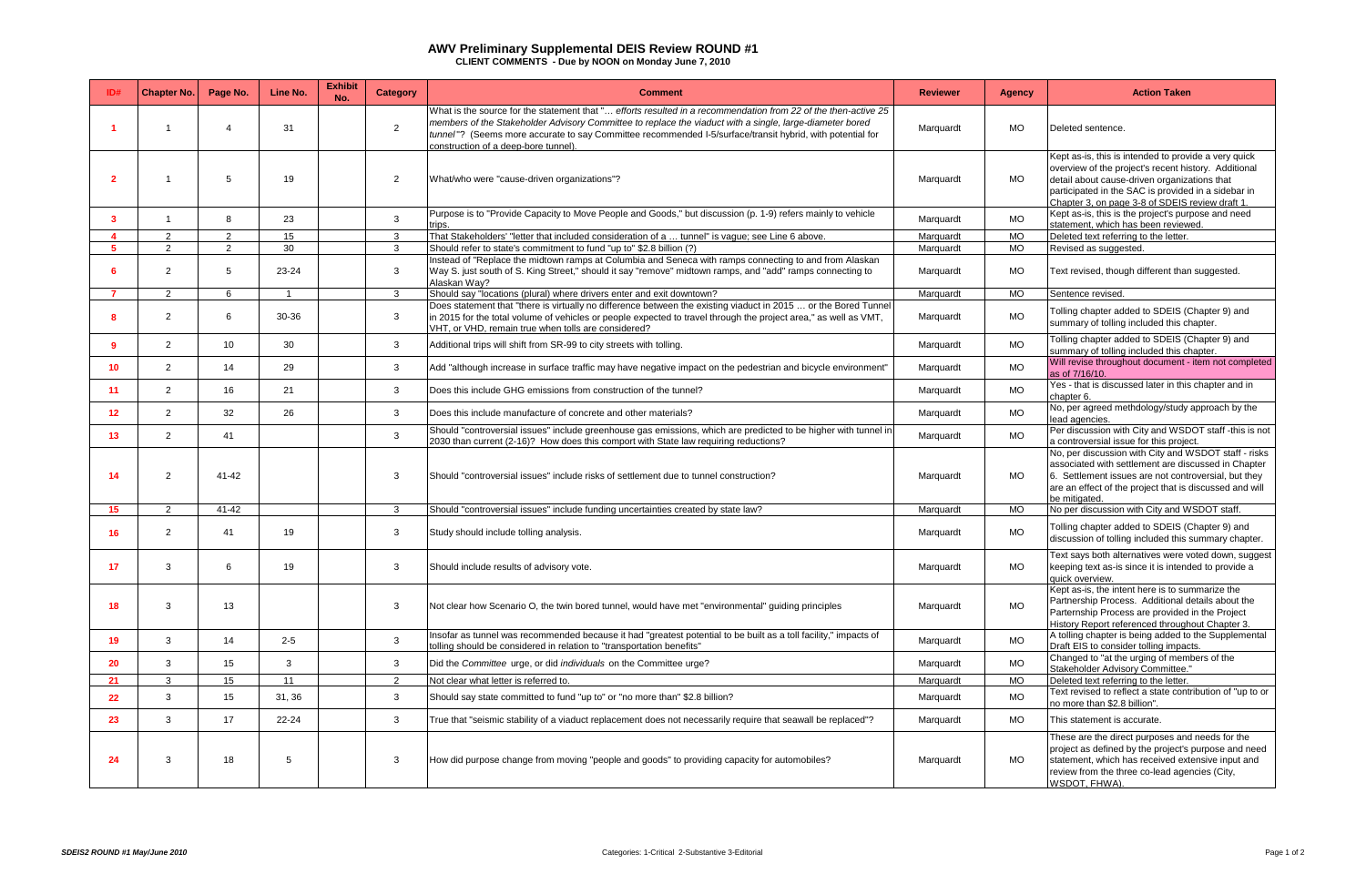# AWV Preliminary Supplemental DEIS Review ROUND #1

**CLIENT COMMENTS - Due by NOON on Monday June 7, 2010**

| ID# | Chapter No. | Page No. | Line No. | Exhibit No. | Category | Comment | Reviewer | Agency | Action Taken |
|---|---|---|---|---|---|---|---|---|---|
| 1 | 1 | 4 | 31 | | 2 | What is the source for the statement that "*… efforts resulted in a recommendation from 22 of the then-active 25 members of the Stakeholder Advisory Committee to replace the viaduct with a single, large-diameter bored tunnel*"? (Seems more accurate to say Committee recommended I-5/surface/transit hybrid, with potential for construction of a deep-bore tunnel). | Marquardt | MO | Deleted sentence. |
| 2 | 1 | 5 | 19 | | 2 | What/who were "cause-driven organizations"? | Marquardt | MO | Kept as-is, this is intended to provide a very quick overview of the project's recent history. Additional detail about cause-driven organizations that participated in the SAC is provided in a sidebar in Chapter 3, on page 3-8 of SDEIS review draft 1. |
| 3 | 1 | 8 | 23 | | 3 | Purpose is to "Provide Capacity to Move People and Goods," but discussion (p. 1-9) refers mainly to vehicle trips. | Marquardt | MO | Kept as-is, this is the project's purpose and need statement, which has been reviewed. |
| 4 | 2 | 2 | 15 | | 3 | That Stakeholders' "letter that included consideration of a … tunnel" is vague; see Line 6 above. | Marquardt | MO | Deleted text referring to the letter. |
| 5 | 2 | 2 | 30 | | 3 | Should refer to state's commitment to fund "up to" $2.8 billion (?) | Marquardt | MO | Revised as suggested. |
| 6 | 2 | 5 | 23-24 | | 3 | Instead of "Replace the midtown ramps at Columbia and Seneca with ramps connecting to and from Alaskan Way S. just south of S. King Street," should it say "remove" midtown ramps, and "add" ramps connecting to Alaskan Way? | Marquardt | MO | Text revised, though different than suggested. |
| 7 | 2 | 6 | 1 | | 3 | Should say "locations (plural) where drivers enter and exit downtown? | Marquardt | MO | Sentence revised. |
| 8 | 2 | 6 | 30-36 | | 3 | Does statement that "there is virtually no difference between the existing viaduct in 2015 … or the Bored Tunnel in 2015 for the total volume of vehicles or people expected to travel through the project area," as well as VMT, VHT, or VHD, remain true when tolls are considered? | Marquardt | MO | Tolling chapter added to SDEIS (Chapter 9) and summary of tolling included this chapter. |
| 9 | 2 | 10 | 30 | | 3 | Additional trips will shift from SR-99 to city streets with tolling. | Marquardt | MO | Tolling chapter added to SDEIS (Chapter 9) and summary of tolling included this chapter. |
| 10 | 2 | 14 | 29 | | 3 | Add "although increase in surface traffic may have negative impact on the pedestrian and bicycle environment" | Marquardt | MO | Will revise throughout document - item not completed as of 7/16/10. |
| 11 | 2 | 16 | 21 | | 3 | Does this include GHG emissions from construction of the tunnel? | Marquardt | MO | Yes - that is discussed later in this chapter and in chapter 6. |
| 12 | 2 | 32 | 26 | | 3 | Does this include manufacture of concrete and other materials? | Marquardt | MO | No, per agreed methdology/study approach by the lead agencies. |
| 13 | 2 | 41 | | | 3 | Should "controversial issues" include greenhouse gas emissions, which are predicted to be higher with tunnel in 2030 than current (2-16)? How does this comport with State law requiring reductions? | Marquardt | MO | Per discussion with City and WSDOT staff -this is not a controversial issue for this project. |
| 14 | 2 | 41-42 | | | 3 | Should "controversial issues" include risks of settlement due to tunnel construction? | Marquardt | MO | No, per discussion with City and WSDOT staff - risks associated with settlement are discussed in Chapter 6. Settlement issues are not controversial, but they are an effect of the project that is discussed and will be mitigated. |
| 15 | 2 | 41-42 | | | 3 | Should "controversial issues" include funding uncertainties created by state law? | Marquardt | MO | No per discussion with City and WSDOT staff. |
| 16 | 2 | 41 | 19 | | 3 | Study should include tolling analysis. | Marquardt | MO | Tolling chapter added to SDEIS (Chapter 9) and discussion of tolling included this summary chapter. |
| 17 | 3 | 6 | 19 | | 3 | Should include results of advisory vote. | Marquardt | MO | Text says both alternatives were voted down, suggest keeping text as-is since it is intended to provide a quick overview. |
| 18 | 3 | 13 | | | 3 | Not clear how Scenario O, the twin bored tunnel, would have met "environmental" guiding principles | Marquardt | MO | Kept as-is, the intent here is to summarize the Partnership Process. Additional details about the Parternship Process are provided in the Project History Report referenced throughout Chapter 3. |
| 19 | 3 | 14 | 2-5 | | 3 | Insofar as tunnel was recommended because it had "greatest potential to be built as a toll facility," impacts of tolling should be considered in relation to "transportation benefits" | Marquardt | MO | A tolling chapter is being added to the Supplemental Draft EIS to consider tolling impacts. |
| 20 | 3 | 15 | 3 | | 3 | Did the *Committee* urge, or did *individuals* on the Committee urge? | Marquardt | MO | Changed to "at the urging of members of the Stakeholder Advisory Committee." |
| 21 | 3 | 15 | 11 | | 2 | Not clear what letter is referred to. | Marquardt | MO | Deleted text referring to the letter. |
| 22 | 3 | 15 | 31, 36 | | 3 | Should say state committed to fund "up to" or "no more than" $2.8 billion? | Marquardt | MO | Text revised to reflect a state contribution of "up to or no more than $2.8 billion". |
| 23 | 3 | 17 | 22-24 | | 3 | True that "seismic stability of a viaduct replacement does not necessarily require that seawall be replaced"? | Marquardt | MO | This statement is accurate. |
| 24 | 3 | 18 | 5 | | 3 | How did purpose change from moving "people and goods" to providing capacity for automobiles? | Marquardt | MO | These are the direct purposes and needs for the project as defined by the project's purpose and need statement, which has received extensive input and review from the three co-lead agencies (City, WSDOT, FHWA). |

SDEIS2 ROUND #1 May/June 2010

Categories: 1-Critical 2-Substantive 3-Editorial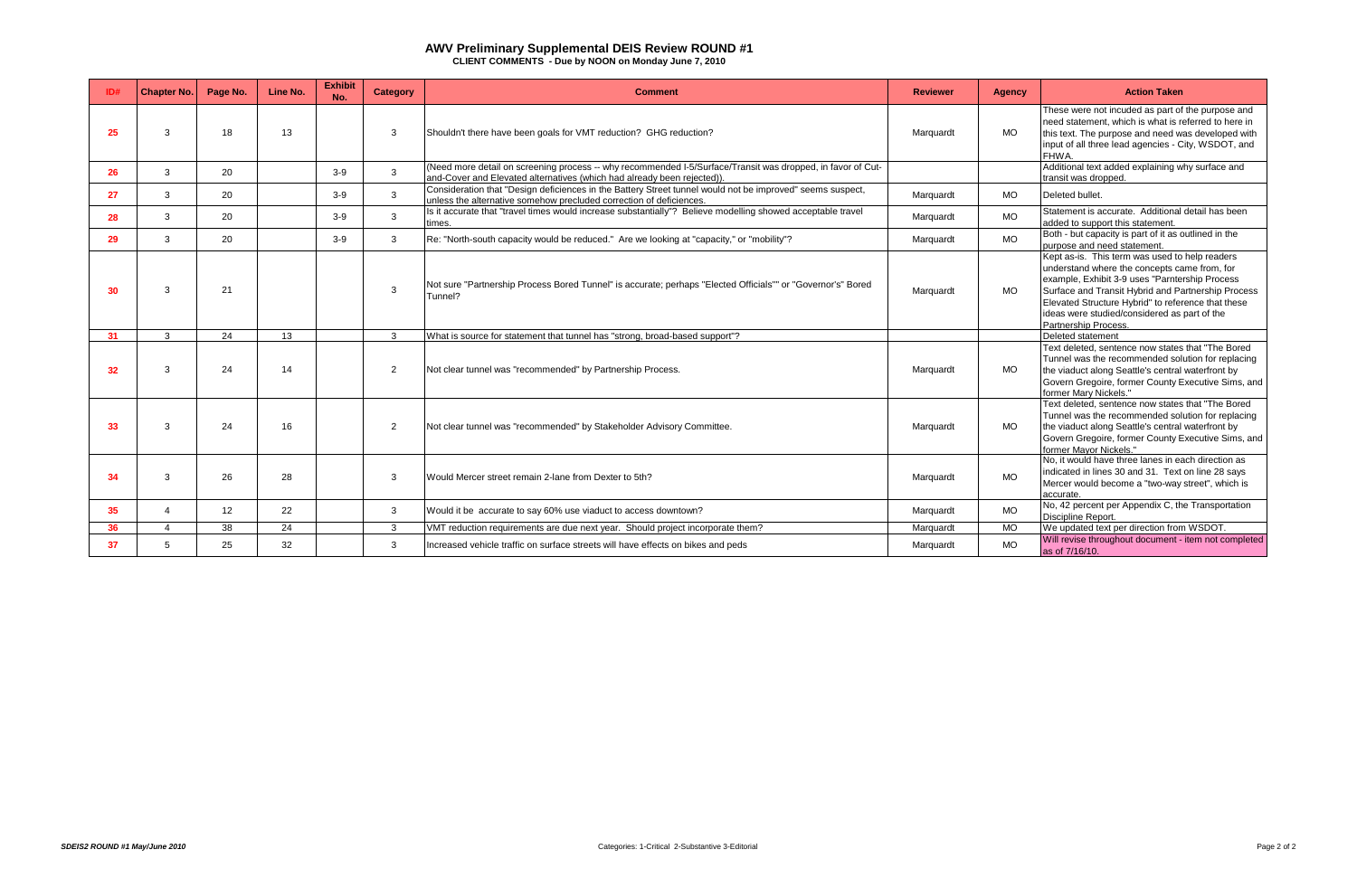# AWV Preliminary Supplemental DEIS Review ROUND #1

**CLIENT COMMENTS - Due by NOON on Monday June 7, 2010**

| ID# | Chapter No. | Page No. | Line No. | Exhibit No. | Category | Comment | Reviewer | Agency | Action Taken |
|---|---|---|---|---|---|---|---|---|---|
| 25 | 3 | 18 | 13 | | 3 | Shouldn't there have been goals for VMT reduction? GHG reduction? | Marquardt | MO | These were not incuded as part of the purpose and need statement, which is what is referred to here in this text. The purpose and need was developed with input of all three lead agencies - City, WSDOT, and FHWA. |
| 26 | 3 | 20 | | 3-9 | 3 | (Need more detail on screening process -- why recommended I-5/Surface/Transit was dropped, in favor of Cut-and-Cover and Elevated alternatives (which had already been rejected)). | | | Additional text added explaining why surface and transit was dropped. |
| 27 | 3 | 20 | | 3-9 | 3 | Consideration that "Design deficiences in the Battery Street tunnel would not be improved" seems suspect, unless the alternative somehow precluded correction of deficiences. | Marquardt | MO | Deleted bullet. |
| 28 | 3 | 20 | | 3-9 | 3 | Is it accurate that "travel times would increase substantially"? Believe modelling showed acceptable travel times. | Marquardt | MO | Statement is accurate. Additional detail has been added to support this statement. |
| 29 | 3 | 20 | | 3-9 | 3 | Re: "North-south capacity would be reduced." Are we looking at "capacity," or "mobility"? | Marquardt | MO | Both - but capacity is part of it as outlined in the purpose and need statement. |
| 30 | 3 | 21 | | | 3 | Not sure "Partnership Process Bored Tunnel" is accurate; perhaps "Elected Officials"" or "Governor's" Bored Tunnel? | Marquardt | MO | Kept as-is. This term was used to help readers understand where the concepts came from, for example, Exhibit 3-9 uses "Parntership Process Surface and Transit Hybrid and Partnership Process Elevated Structure Hybrid" to reference that these ideas were studied/considered as part of the Partnership Process. |
| 31 | 3 | 24 | 13 | | 3 | What is source for statement that tunnel has "strong, broad-based support"? | | | Deleted statement |
| 32 | 3 | 24 | 14 | | 2 | Not clear tunnel was "recommended" by Partnership Process. | Marquardt | MO | Text deleted, sentence now states that "The Bored Tunnel was the recommended solution for replacing the viaduct along Seattle's central waterfront by Govern Gregoire, former County Executive Sims, and former Mary Nickels." |
| 33 | 3 | 24 | 16 | | 2 | Not clear tunnel was "recommended" by Stakeholder Advisory Committee. | Marquardt | MO | Text deleted, sentence now states that "The Bored Tunnel was the recommended solution for replacing the viaduct along Seattle's central waterfront by Govern Gregoire, former County Executive Sims, and former Mayor Nickels." |
| 34 | 3 | 26 | 28 | | 3 | Would Mercer street remain 2-lane from Dexter to 5th? | Marquardt | MO | No, it would have three lanes in each direction as indicated in lines 30 and 31. Text on line 28 says Mercer would become a "two-way street", which is accurate. |
| 35 | 4 | 12 | 22 | | 3 | Would it be accurate to say 60% use viaduct to access downtown? | Marquardt | MO | No, 42 percent per Appendix C, the Transportation Discipline Report. |
| 36 | 4 | 38 | 24 | | 3 | VMT reduction requirements are due next year. Should project incorporate them? | Marquardt | MO | We updated text per direction from WSDOT. |
| 37 | 5 | 25 | 32 | | 3 | Increased vehicle traffic on surface streets will have effects on bikes and peds | Marquardt | MO | Will revise throughout document - item not completed as of 7/16/10. |

*SDEIS2 ROUND #1 May/June 2010*

Categories: 1-Critical 2-Substantive 3-Editorial